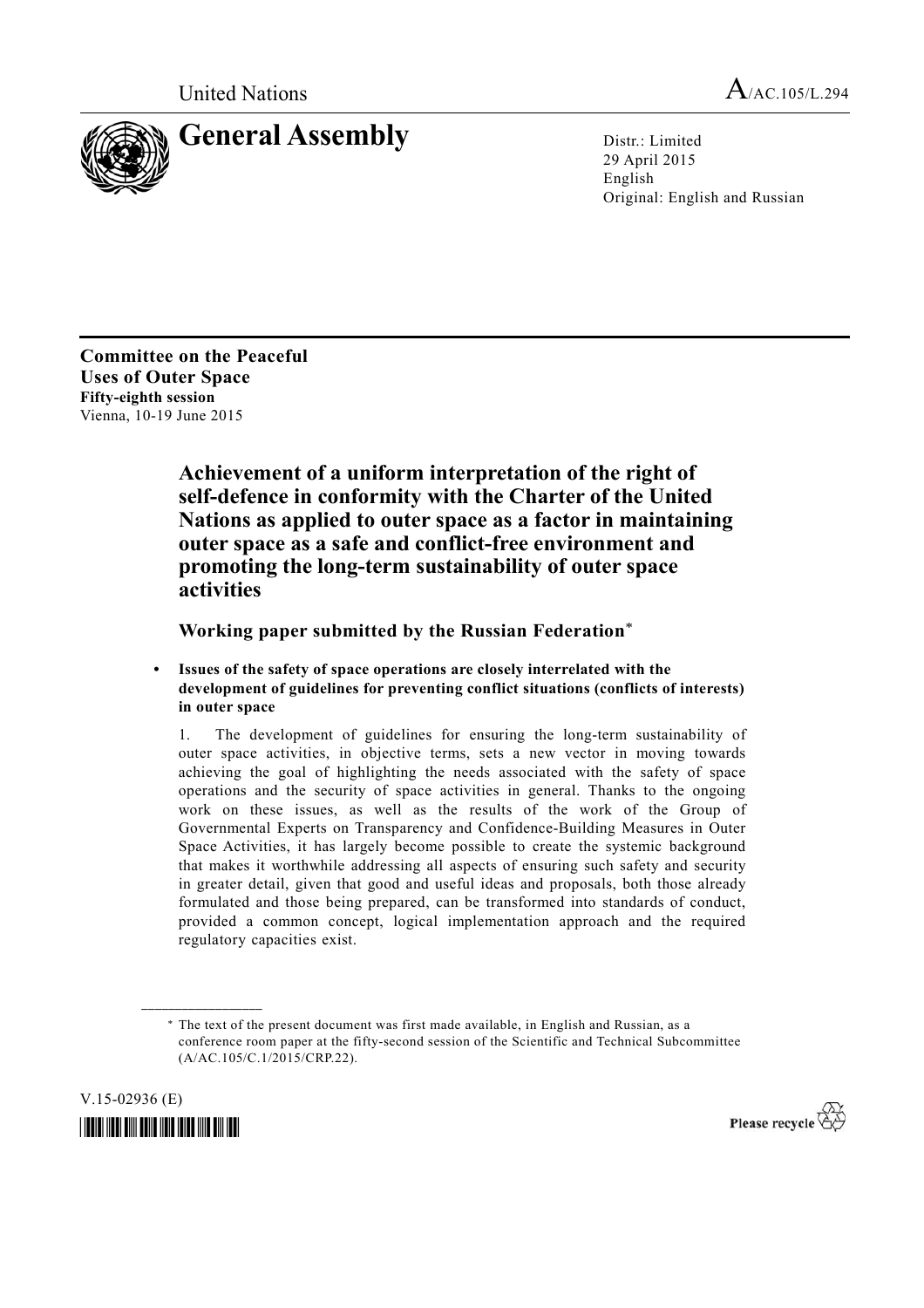United Nations A/AC.105/L.294

# General Assembly

Distr.: Limited
29 April 2015
English
Original: English and Russian

**Committee on the Peaceful Uses of Outer Space**
**Fifty-eighth session**
Vienna, 10-19 June 2015

## Achievement of a uniform interpretation of the right of self-defence in conformity with the Charter of the United Nations as applied to outer space as a factor in maintaining outer space as a safe and conflict-free environment and promoting the long-term sustainability of outer space activities

### Working paper submitted by the Russian Federation*

- **Issues of the safety of space operations are closely interrelated with the development of guidelines for preventing conflict situations (conflicts of interests) in outer space**

1. The development of guidelines for ensuring the long-term sustainability of outer space activities, in objective terms, sets a new vector in moving towards achieving the goal of highlighting the needs associated with the safety of space operations and the security of space activities in general. Thanks to the ongoing work on these issues, as well as the results of the work of the Group of Governmental Experts on Transparency and Confidence-Building Measures in Outer Space Activities, it has largely become possible to create the systemic background that makes it worthwhile addressing all aspects of ensuring such safety and security in greater detail, given that good and useful ideas and proposals, both those already formulated and those being prepared, can be transformed into standards of conduct, provided a common concept, logical implementation approach and the required regulatory capacities exist.

---

* The text of the present document was first made available, in English and Russian, as a conference room paper at the fifty-second session of the Scientific and Technical Subcommittee (A/AC.105/C.1/2015/CRP.22).

V.15-02936 (E)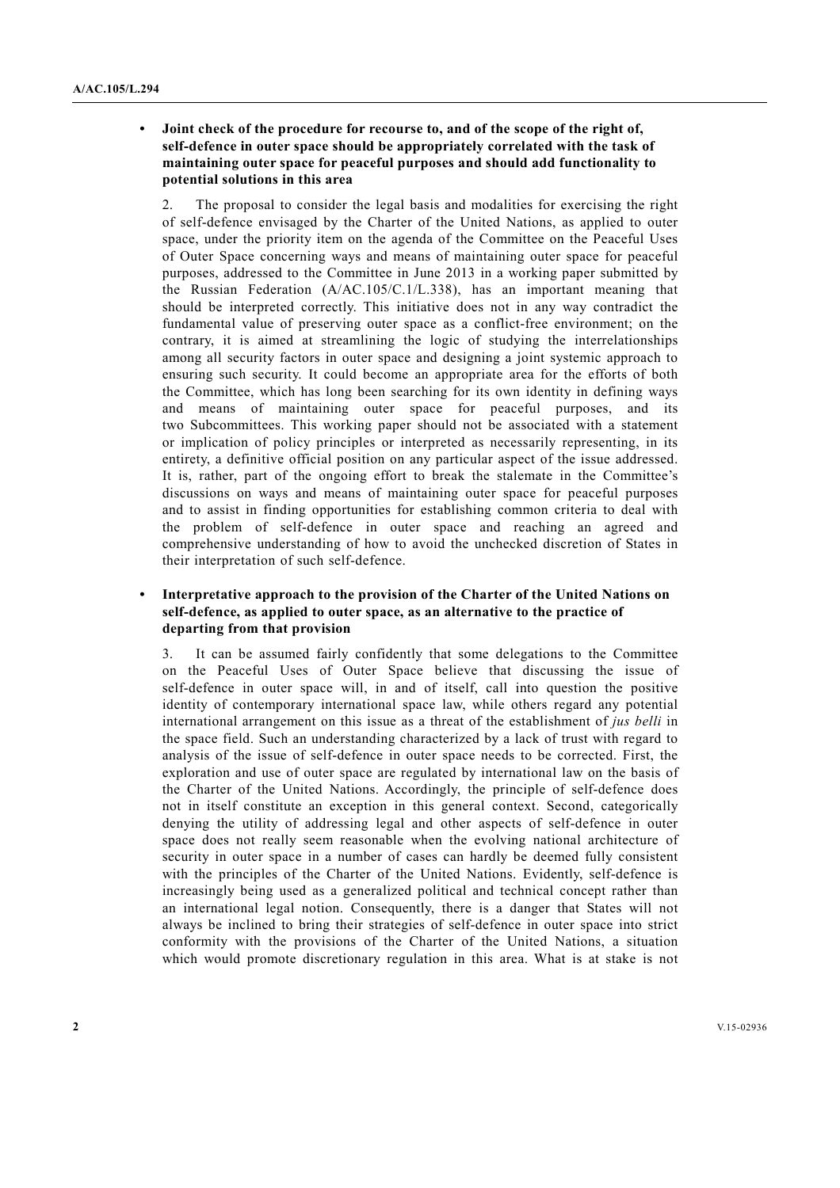- **Joint check of the procedure for recourse to, and of the scope of the right of, self-defence in outer space should be appropriately correlated with the task of maintaining outer space for peaceful purposes and should add functionality to potential solutions in this area**

2. The proposal to consider the legal basis and modalities for exercising the right of self-defence envisaged by the Charter of the United Nations, as applied to outer space, under the priority item on the agenda of the Committee on the Peaceful Uses of Outer Space concerning ways and means of maintaining outer space for peaceful purposes, addressed to the Committee in June 2013 in a working paper submitted by the Russian Federation (A/AC.105/C.1/L.338), has an important meaning that should be interpreted correctly. This initiative does not in any way contradict the fundamental value of preserving outer space as a conflict-free environment; on the contrary, it is aimed at streamlining the logic of studying the interrelationships among all security factors in outer space and designing a joint systemic approach to ensuring such security. It could become an appropriate area for the efforts of both the Committee, which has long been searching for its own identity in defining ways and means of maintaining outer space for peaceful purposes, and its two Subcommittees. This working paper should not be associated with a statement or implication of policy principles or interpreted as necessarily representing, in its entirety, a definitive official position on any particular aspect of the issue addressed. It is, rather, part of the ongoing effort to break the stalemate in the Committee's discussions on ways and means of maintaining outer space for peaceful purposes and to assist in finding opportunities for establishing common criteria to deal with the problem of self-defence in outer space and reaching an agreed and comprehensive understanding of how to avoid the unchecked discretion of States in their interpretation of such self-defence.

- **Interpretative approach to the provision of the Charter of the United Nations on self-defence, as applied to outer space, as an alternative to the practice of departing from that provision**

3. It can be assumed fairly confidently that some delegations to the Committee on the Peaceful Uses of Outer Space believe that discussing the issue of self-defence in outer space will, in and of itself, call into question the positive identity of contemporary international space law, while others regard any potential international arrangement on this issue as a threat of the establishment of *jus belli* in the space field. Such an understanding characterized by a lack of trust with regard to analysis of the issue of self-defence in outer space needs to be corrected. First, the exploration and use of outer space are regulated by international law on the basis of the Charter of the United Nations. Accordingly, the principle of self-defence does not in itself constitute an exception in this general context. Second, categorically denying the utility of addressing legal and other aspects of self-defence in outer space does not really seem reasonable when the evolving national architecture of security in outer space in a number of cases can hardly be deemed fully consistent with the principles of the Charter of the United Nations. Evidently, self-defence is increasingly being used as a generalized political and technical concept rather than an international legal notion. Consequently, there is a danger that States will not always be inclined to bring their strategies of self-defence in outer space into strict conformity with the provisions of the Charter of the United Nations, a situation which would promote discretionary regulation in this area. What is at stake is not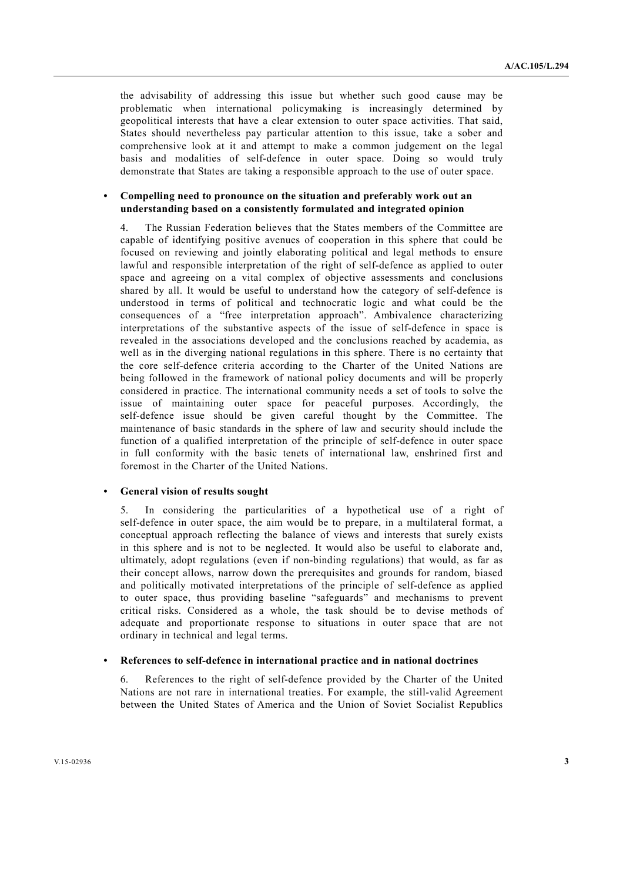the advisability of addressing this issue but whether such good cause may be problematic when international policymaking is increasingly determined by geopolitical interests that have a clear extension to outer space activities. That said, States should nevertheless pay particular attention to this issue, take a sober and comprehensive look at it and attempt to make a common judgement on the legal basis and modalities of self-defence in outer space. Doing so would truly demonstrate that States are taking a responsible approach to the use of outer space.

- **Compelling need to pronounce on the situation and preferably work out an understanding based on a consistently formulated and integrated opinion**

4. The Russian Federation believes that the States members of the Committee are capable of identifying positive avenues of cooperation in this sphere that could be focused on reviewing and jointly elaborating political and legal methods to ensure lawful and responsible interpretation of the right of self-defence as applied to outer space and agreeing on a vital complex of objective assessments and conclusions shared by all. It would be useful to understand how the category of self-defence is understood in terms of political and technocratic logic and what could be the consequences of a "free interpretation approach". Ambivalence characterizing interpretations of the substantive aspects of the issue of self-defence in space is revealed in the associations developed and the conclusions reached by academia, as well as in the diverging national regulations in this sphere. There is no certainty that the core self-defence criteria according to the Charter of the United Nations are being followed in the framework of national policy documents and will be properly considered in practice. The international community needs a set of tools to solve the issue of maintaining outer space for peaceful purposes. Accordingly, the self-defence issue should be given careful thought by the Committee. The maintenance of basic standards in the sphere of law and security should include the function of a qualified interpretation of the principle of self-defence in outer space in full conformity with the basic tenets of international law, enshrined first and foremost in the Charter of the United Nations.

- **General vision of results sought**

5. In considering the particularities of a hypothetical use of a right of self-defence in outer space, the aim would be to prepare, in a multilateral format, a conceptual approach reflecting the balance of views and interests that surely exists in this sphere and is not to be neglected. It would also be useful to elaborate and, ultimately, adopt regulations (even if non-binding regulations) that would, as far as their concept allows, narrow down the prerequisites and grounds for random, biased and politically motivated interpretations of the principle of self-defence as applied to outer space, thus providing baseline "safeguards" and mechanisms to prevent critical risks. Considered as a whole, the task should be to devise methods of adequate and proportionate response to situations in outer space that are not ordinary in technical and legal terms.

- **References to self-defence in international practice and in national doctrines**

6. References to the right of self-defence provided by the Charter of the United Nations are not rare in international treaties. For example, the still-valid Agreement between the United States of America and the Union of Soviet Socialist Republics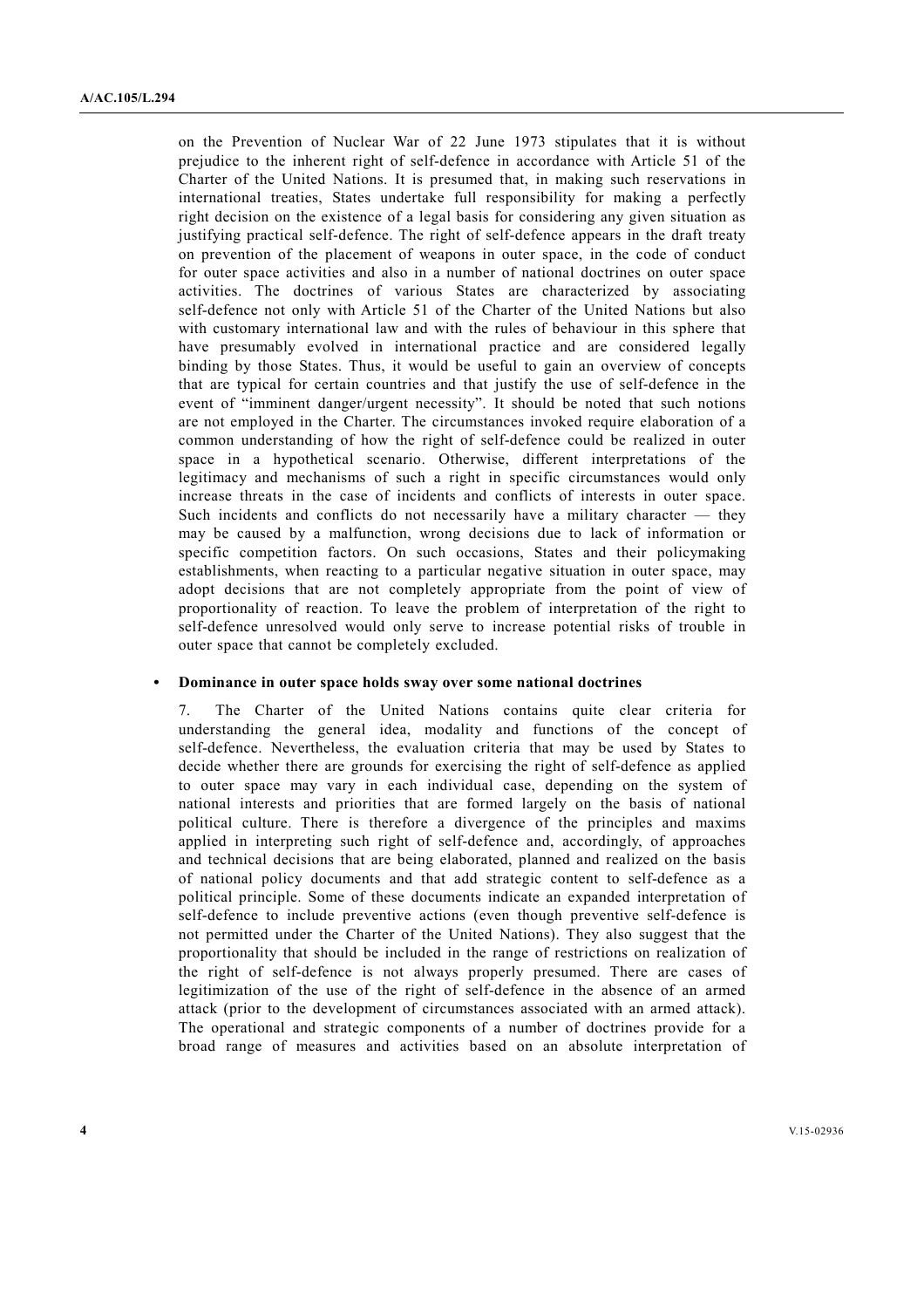on the Prevention of Nuclear War of 22 June 1973 stipulates that it is without prejudice to the inherent right of self-defence in accordance with Article 51 of the Charter of the United Nations. It is presumed that, in making such reservations in international treaties, States undertake full responsibility for making a perfectly right decision on the existence of a legal basis for considering any given situation as justifying practical self-defence. The right of self-defence appears in the draft treaty on prevention of the placement of weapons in outer space, in the code of conduct for outer space activities and also in a number of national doctrines on outer space activities. The doctrines of various States are characterized by associating self-defence not only with Article 51 of the Charter of the United Nations but also with customary international law and with the rules of behaviour in this sphere that have presumably evolved in international practice and are considered legally binding by those States. Thus, it would be useful to gain an overview of concepts that are typical for certain countries and that justify the use of self-defence in the event of "imminent danger/urgent necessity". It should be noted that such notions are not employed in the Charter. The circumstances invoked require elaboration of a common understanding of how the right of self-defence could be realized in outer space in a hypothetical scenario. Otherwise, different interpretations of the legitimacy and mechanisms of such a right in specific circumstances would only increase threats in the case of incidents and conflicts of interests in outer space. Such incidents and conflicts do not necessarily have a military character — they may be caused by a malfunction, wrong decisions due to lack of information or specific competition factors. On such occasions, States and their policymaking establishments, when reacting to a particular negative situation in outer space, may adopt decisions that are not completely appropriate from the point of view of proportionality of reaction. To leave the problem of interpretation of the right to self-defence unresolved would only serve to increase potential risks of trouble in outer space that cannot be completely excluded.

- **Dominance in outer space holds sway over some national doctrines**

7. The Charter of the United Nations contains quite clear criteria for understanding the general idea, modality and functions of the concept of self-defence. Nevertheless, the evaluation criteria that may be used by States to decide whether there are grounds for exercising the right of self-defence as applied to outer space may vary in each individual case, depending on the system of national interests and priorities that are formed largely on the basis of national political culture. There is therefore a divergence of the principles and maxims applied in interpreting such right of self-defence and, accordingly, of approaches and technical decisions that are being elaborated, planned and realized on the basis of national policy documents and that add strategic content to self-defence as a political principle. Some of these documents indicate an expanded interpretation of self-defence to include preventive actions (even though preventive self-defence is not permitted under the Charter of the United Nations). They also suggest that the proportionality that should be included in the range of restrictions on realization of the right of self-defence is not always properly presumed. There are cases of legitimization of the use of the right of self-defence in the absence of an armed attack (prior to the development of circumstances associated with an armed attack). The operational and strategic components of a number of doctrines provide for a broad range of measures and activities based on an absolute interpretation of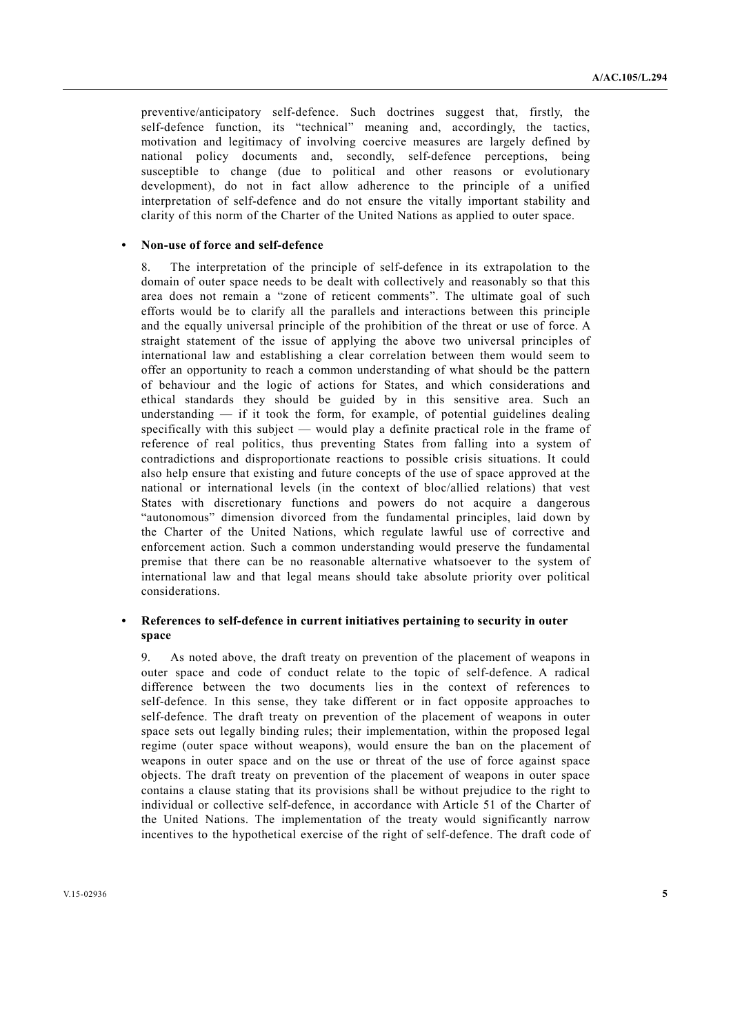preventive/anticipatory self-defence. Such doctrines suggest that, firstly, the self-defence function, its "technical" meaning and, accordingly, the tactics, motivation and legitimacy of involving coercive measures are largely defined by national policy documents and, secondly, self-defence perceptions, being susceptible to change (due to political and other reasons or evolutionary development), do not in fact allow adherence to the principle of a unified interpretation of self-defence and do not ensure the vitally important stability and clarity of this norm of the Charter of the United Nations as applied to outer space.

- **Non-use of force and self-defence**

8. The interpretation of the principle of self-defence in its extrapolation to the domain of outer space needs to be dealt with collectively and reasonably so that this area does not remain a "zone of reticent comments". The ultimate goal of such efforts would be to clarify all the parallels and interactions between this principle and the equally universal principle of the prohibition of the threat or use of force. A straight statement of the issue of applying the above two universal principles of international law and establishing a clear correlation between them would seem to offer an opportunity to reach a common understanding of what should be the pattern of behaviour and the logic of actions for States, and which considerations and ethical standards they should be guided by in this sensitive area. Such an understanding — if it took the form, for example, of potential guidelines dealing specifically with this subject — would play a definite practical role in the frame of reference of real politics, thus preventing States from falling into a system of contradictions and disproportionate reactions to possible crisis situations. It could also help ensure that existing and future concepts of the use of space approved at the national or international levels (in the context of bloc/allied relations) that vest States with discretionary functions and powers do not acquire a dangerous "autonomous" dimension divorced from the fundamental principles, laid down by the Charter of the United Nations, which regulate lawful use of corrective and enforcement action. Such a common understanding would preserve the fundamental premise that there can be no reasonable alternative whatsoever to the system of international law and that legal means should take absolute priority over political considerations.

- **References to self-defence in current initiatives pertaining to security in outer space**

9. As noted above, the draft treaty on prevention of the placement of weapons in outer space and code of conduct relate to the topic of self-defence. A radical difference between the two documents lies in the context of references to self-defence. In this sense, they take different or in fact opposite approaches to self-defence. The draft treaty on prevention of the placement of weapons in outer space sets out legally binding rules; their implementation, within the proposed legal regime (outer space without weapons), would ensure the ban on the placement of weapons in outer space and on the use or threat of the use of force against space objects. The draft treaty on prevention of the placement of weapons in outer space contains a clause stating that its provisions shall be without prejudice to the right to individual or collective self-defence, in accordance with Article 51 of the Charter of the United Nations. The implementation of the treaty would significantly narrow incentives to the hypothetical exercise of the right of self-defence. The draft code of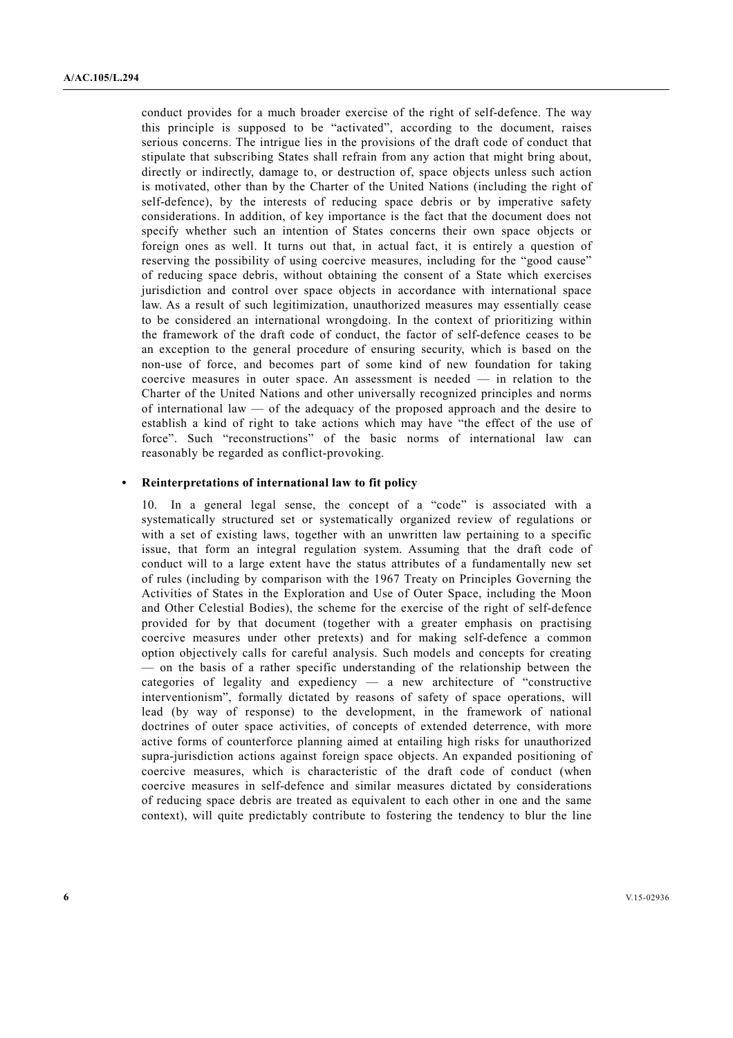conduct provides for a much broader exercise of the right of self-defence. The way this principle is supposed to be "activated", according to the document, raises serious concerns. The intrigue lies in the provisions of the draft code of conduct that stipulate that subscribing States shall refrain from any action that might bring about, directly or indirectly, damage to, or destruction of, space objects unless such action is motivated, other than by the Charter of the United Nations (including the right of self-defence), by the interests of reducing space debris or by imperative safety considerations. In addition, of key importance is the fact that the document does not specify whether such an intention of States concerns their own space objects or foreign ones as well. It turns out that, in actual fact, it is entirely a question of reserving the possibility of using coercive measures, including for the "good cause" of reducing space debris, without obtaining the consent of a State which exercises jurisdiction and control over space objects in accordance with international space law. As a result of such legitimization, unauthorized measures may essentially cease to be considered an international wrongdoing. In the context of prioritizing within the framework of the draft code of conduct, the factor of self-defence ceases to be an exception to the general procedure of ensuring security, which is based on the non-use of force, and becomes part of some kind of new foundation for taking coercive measures in outer space. An assessment is needed — in relation to the Charter of the United Nations and other universally recognized principles and norms of international law — of the adequacy of the proposed approach and the desire to establish a kind of right to take actions which may have "the effect of the use of force". Such "reconstructions" of the basic norms of international law can reasonably be regarded as conflict-provoking.

- **Reinterpretations of international law to fit policy**

10. In a general legal sense, the concept of a "code" is associated with a systematically structured set or systematically organized review of regulations or with a set of existing laws, together with an unwritten law pertaining to a specific issue, that form an integral regulation system. Assuming that the draft code of conduct will to a large extent have the status attributes of a fundamentally new set of rules (including by comparison with the 1967 Treaty on Principles Governing the Activities of States in the Exploration and Use of Outer Space, including the Moon and Other Celestial Bodies), the scheme for the exercise of the right of self-defence provided for by that document (together with a greater emphasis on practising coercive measures under other pretexts) and for making self-defence a common option objectively calls for careful analysis. Such models and concepts for creating — on the basis of a rather specific understanding of the relationship between the categories of legality and expediency — a new architecture of "constructive interventionism", formally dictated by reasons of safety of space operations, will lead (by way of response) to the development, in the framework of national doctrines of outer space activities, of concepts of extended deterrence, with more active forms of counterforce planning aimed at entailing high risks for unauthorized supra-jurisdiction actions against foreign space objects. An expanded positioning of coercive measures, which is characteristic of the draft code of conduct (when coercive measures in self-defence and similar measures dictated by considerations of reducing space debris are treated as equivalent to each other in one and the same context), will quite predictably contribute to fostering the tendency to blur the line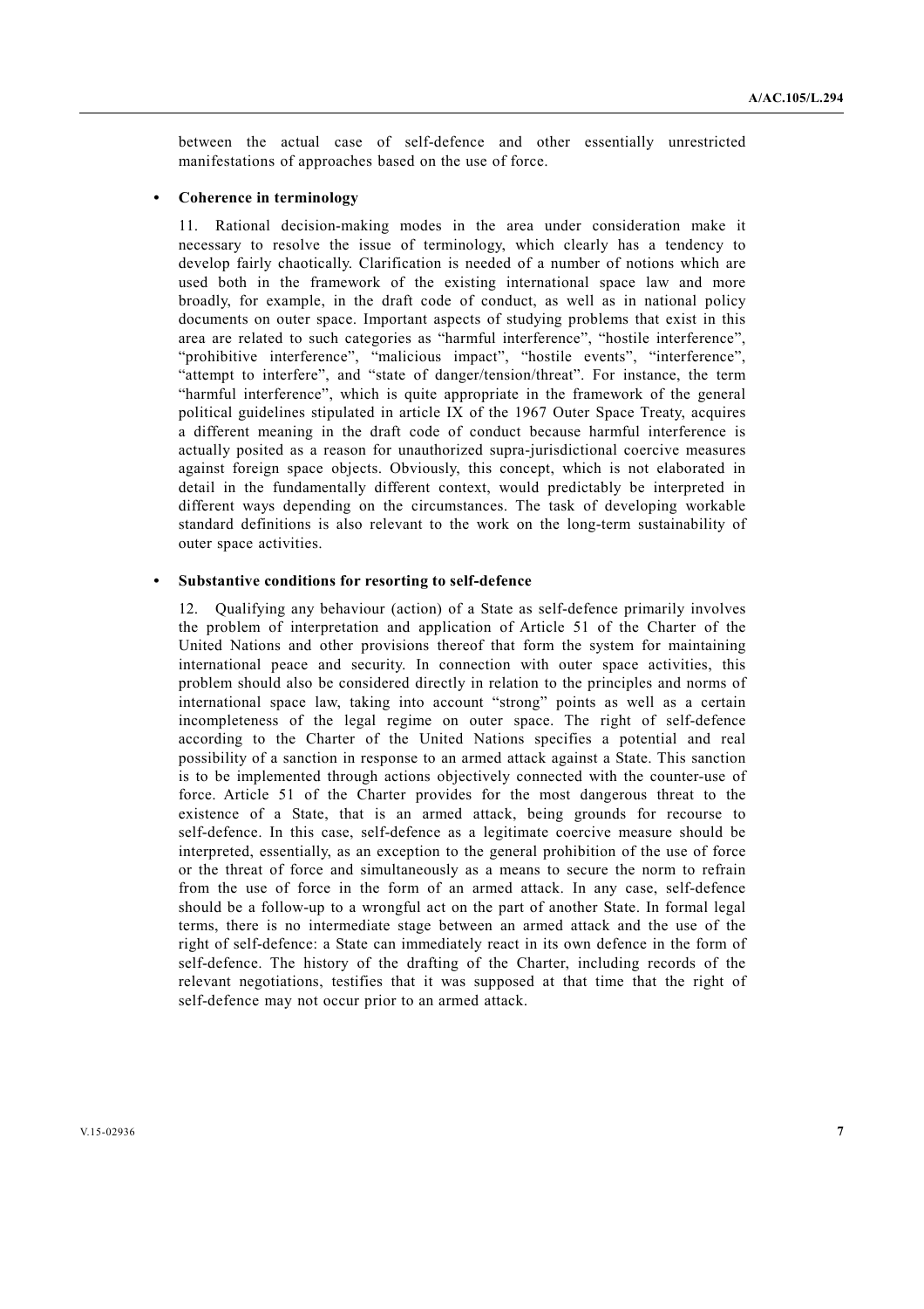between the actual case of self-defence and other essentially unrestricted manifestations of approaches based on the use of force.

- **Coherence in terminology**

11. Rational decision-making modes in the area under consideration make it necessary to resolve the issue of terminology, which clearly has a tendency to develop fairly chaotically. Clarification is needed of a number of notions which are used both in the framework of the existing international space law and more broadly, for example, in the draft code of conduct, as well as in national policy documents on outer space. Important aspects of studying problems that exist in this area are related to such categories as "harmful interference", "hostile interference", "prohibitive interference", "malicious impact", "hostile events", "interference", "attempt to interfere", and "state of danger/tension/threat". For instance, the term "harmful interference", which is quite appropriate in the framework of the general political guidelines stipulated in article IX of the 1967 Outer Space Treaty, acquires a different meaning in the draft code of conduct because harmful interference is actually posited as a reason for unauthorized supra-jurisdictional coercive measures against foreign space objects. Obviously, this concept, which is not elaborated in detail in the fundamentally different context, would predictably be interpreted in different ways depending on the circumstances. The task of developing workable standard definitions is also relevant to the work on the long-term sustainability of outer space activities.

- **Substantive conditions for resorting to self-defence**

12. Qualifying any behaviour (action) of a State as self-defence primarily involves the problem of interpretation and application of Article 51 of the Charter of the United Nations and other provisions thereof that form the system for maintaining international peace and security. In connection with outer space activities, this problem should also be considered directly in relation to the principles and norms of international space law, taking into account "strong" points as well as a certain incompleteness of the legal regime on outer space. The right of self-defence according to the Charter of the United Nations specifies a potential and real possibility of a sanction in response to an armed attack against a State. This sanction is to be implemented through actions objectively connected with the counter-use of force. Article 51 of the Charter provides for the most dangerous threat to the existence of a State, that is an armed attack, being grounds for recourse to self-defence. In this case, self-defence as a legitimate coercive measure should be interpreted, essentially, as an exception to the general prohibition of the use of force or the threat of force and simultaneously as a means to secure the norm to refrain from the use of force in the form of an armed attack. In any case, self-defence should be a follow-up to a wrongful act on the part of another State. In formal legal terms, there is no intermediate stage between an armed attack and the use of the right of self-defence: a State can immediately react in its own defence in the form of self-defence. The history of the drafting of the Charter, including records of the relevant negotiations, testifies that it was supposed at that time that the right of self-defence may not occur prior to an armed attack.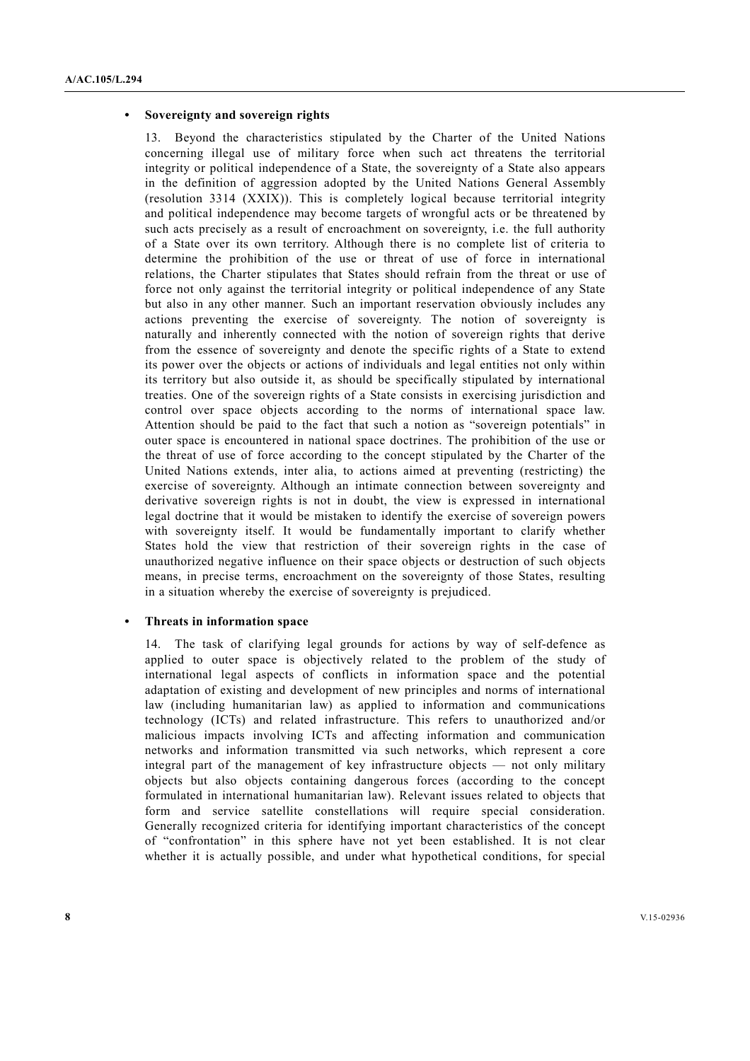- **Sovereignty and sovereign rights**

13. Beyond the characteristics stipulated by the Charter of the United Nations concerning illegal use of military force when such act threatens the territorial integrity or political independence of a State, the sovereignty of a State also appears in the definition of aggression adopted by the United Nations General Assembly (resolution 3314 (XXIX)). This is completely logical because territorial integrity and political independence may become targets of wrongful acts or be threatened by such acts precisely as a result of encroachment on sovereignty, i.e. the full authority of a State over its own territory. Although there is no complete list of criteria to determine the prohibition of the use or threat of use of force in international relations, the Charter stipulates that States should refrain from the threat or use of force not only against the territorial integrity or political independence of any State but also in any other manner. Such an important reservation obviously includes any actions preventing the exercise of sovereignty. The notion of sovereignty is naturally and inherently connected with the notion of sovereign rights that derive from the essence of sovereignty and denote the specific rights of a State to extend its power over the objects or actions of individuals and legal entities not only within its territory but also outside it, as should be specifically stipulated by international treaties. One of the sovereign rights of a State consists in exercising jurisdiction and control over space objects according to the norms of international space law. Attention should be paid to the fact that such a notion as "sovereign potentials" in outer space is encountered in national space doctrines. The prohibition of the use or the threat of use of force according to the concept stipulated by the Charter of the United Nations extends, inter alia, to actions aimed at preventing (restricting) the exercise of sovereignty. Although an intimate connection between sovereignty and derivative sovereign rights is not in doubt, the view is expressed in international legal doctrine that it would be mistaken to identify the exercise of sovereign powers with sovereignty itself. It would be fundamentally important to clarify whether States hold the view that restriction of their sovereign rights in the case of unauthorized negative influence on their space objects or destruction of such objects means, in precise terms, encroachment on the sovereignty of those States, resulting in a situation whereby the exercise of sovereignty is prejudiced.

- **Threats in information space**

14. The task of clarifying legal grounds for actions by way of self-defence as applied to outer space is objectively related to the problem of the study of international legal aspects of conflicts in information space and the potential adaptation of existing and development of new principles and norms of international law (including humanitarian law) as applied to information and communications technology (ICTs) and related infrastructure. This refers to unauthorized and/or malicious impacts involving ICTs and affecting information and communication networks and information transmitted via such networks, which represent a core integral part of the management of key infrastructure objects — not only military objects but also objects containing dangerous forces (according to the concept formulated in international humanitarian law). Relevant issues related to objects that form and service satellite constellations will require special consideration. Generally recognized criteria for identifying important characteristics of the concept of "confrontation" in this sphere have not yet been established. It is not clear whether it is actually possible, and under what hypothetical conditions, for special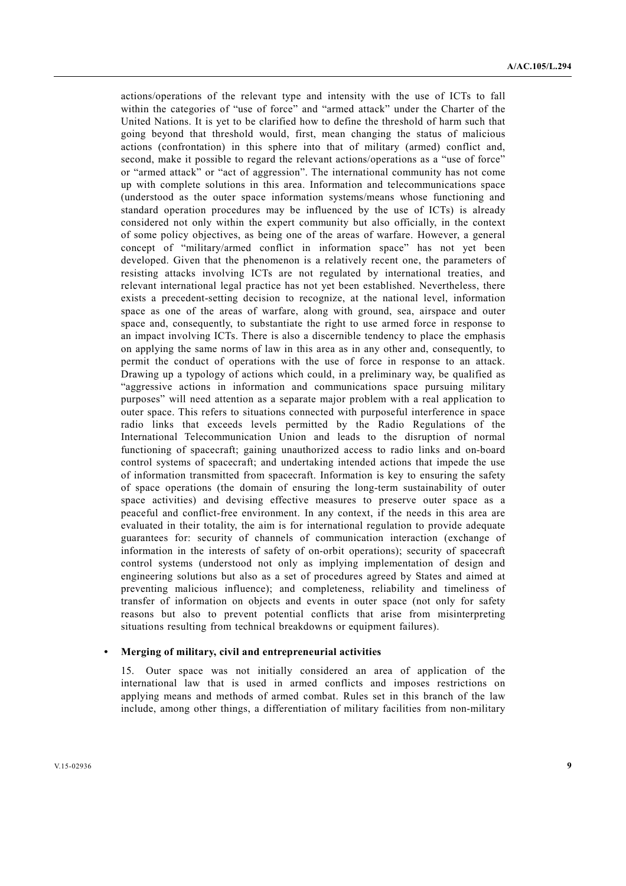actions/operations of the relevant type and intensity with the use of ICTs to fall within the categories of "use of force" and "armed attack" under the Charter of the United Nations. It is yet to be clarified how to define the threshold of harm such that going beyond that threshold would, first, mean changing the status of malicious actions (confrontation) in this sphere into that of military (armed) conflict and, second, make it possible to regard the relevant actions/operations as a "use of force" or "armed attack" or "act of aggression". The international community has not come up with complete solutions in this area. Information and telecommunications space (understood as the outer space information systems/means whose functioning and standard operation procedures may be influenced by the use of ICTs) is already considered not only within the expert community but also officially, in the context of some policy objectives, as being one of the areas of warfare. However, a general concept of "military/armed conflict in information space" has not yet been developed. Given that the phenomenon is a relatively recent one, the parameters of resisting attacks involving ICTs are not regulated by international treaties, and relevant international legal practice has not yet been established. Nevertheless, there exists a precedent-setting decision to recognize, at the national level, information space as one of the areas of warfare, along with ground, sea, airspace and outer space and, consequently, to substantiate the right to use armed force in response to an impact involving ICTs. There is also a discernible tendency to place the emphasis on applying the same norms of law in this area as in any other and, consequently, to permit the conduct of operations with the use of force in response to an attack. Drawing up a typology of actions which could, in a preliminary way, be qualified as "aggressive actions in information and communications space pursuing military purposes" will need attention as a separate major problem with a real application to outer space. This refers to situations connected with purposeful interference in space radio links that exceeds levels permitted by the Radio Regulations of the International Telecommunication Union and leads to the disruption of normal functioning of spacecraft; gaining unauthorized access to radio links and on-board control systems of spacecraft; and undertaking intended actions that impede the use of information transmitted from spacecraft. Information is key to ensuring the safety of space operations (the domain of ensuring the long-term sustainability of outer space activities) and devising effective measures to preserve outer space as a peaceful and conflict-free environment. In any context, if the needs in this area are evaluated in their totality, the aim is for international regulation to provide adequate guarantees for: security of channels of communication interaction (exchange of information in the interests of safety of on-orbit operations); security of spacecraft control systems (understood not only as implying implementation of design and engineering solutions but also as a set of procedures agreed by States and aimed at preventing malicious influence); and completeness, reliability and timeliness of transfer of information on objects and events in outer space (not only for safety reasons but also to prevent potential conflicts that arise from misinterpreting situations resulting from technical breakdowns or equipment failures).

- **Merging of military, civil and entrepreneurial activities**

15. Outer space was not initially considered an area of application of the international law that is used in armed conflicts and imposes restrictions on applying means and methods of armed combat. Rules set in this branch of the law include, among other things, a differentiation of military facilities from non-military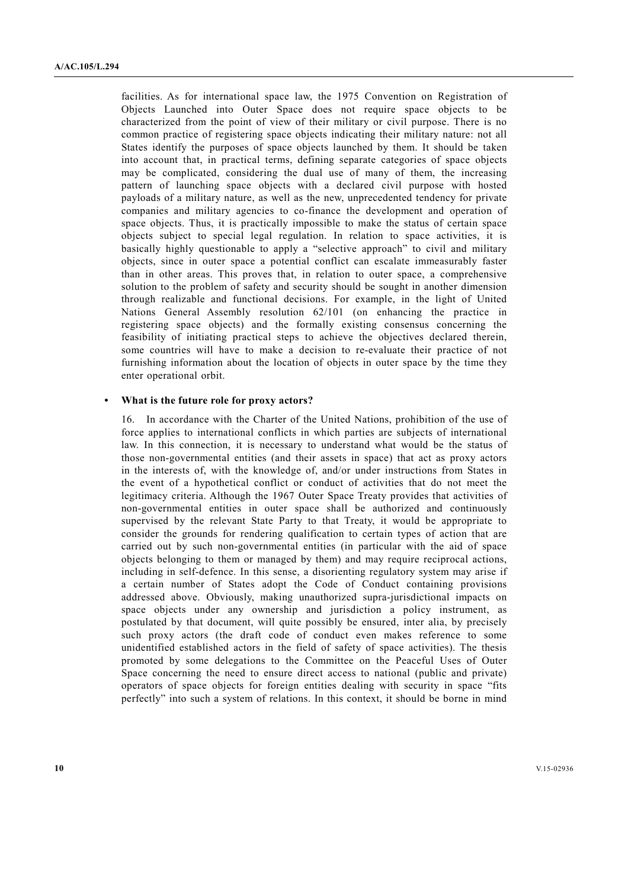facilities. As for international space law, the 1975 Convention on Registration of Objects Launched into Outer Space does not require space objects to be characterized from the point of view of their military or civil purpose. There is no common practice of registering space objects indicating their military nature: not all States identify the purposes of space objects launched by them. It should be taken into account that, in practical terms, defining separate categories of space objects may be complicated, considering the dual use of many of them, the increasing pattern of launching space objects with a declared civil purpose with hosted payloads of a military nature, as well as the new, unprecedented tendency for private companies and military agencies to co-finance the development and operation of space objects. Thus, it is practically impossible to make the status of certain space objects subject to special legal regulation. In relation to space activities, it is basically highly questionable to apply a "selective approach" to civil and military objects, since in outer space a potential conflict can escalate immeasurably faster than in other areas. This proves that, in relation to outer space, a comprehensive solution to the problem of safety and security should be sought in another dimension through realizable and functional decisions. For example, in the light of United Nations General Assembly resolution 62/101 (on enhancing the practice in registering space objects) and the formally existing consensus concerning the feasibility of initiating practical steps to achieve the objectives declared therein, some countries will have to make a decision to re-evaluate their practice of not furnishing information about the location of objects in outer space by the time they enter operational orbit.

- **What is the future role for proxy actors?**

16. In accordance with the Charter of the United Nations, prohibition of the use of force applies to international conflicts in which parties are subjects of international law. In this connection, it is necessary to understand what would be the status of those non-governmental entities (and their assets in space) that act as proxy actors in the interests of, with the knowledge of, and/or under instructions from States in the event of a hypothetical conflict or conduct of activities that do not meet the legitimacy criteria. Although the 1967 Outer Space Treaty provides that activities of non-governmental entities in outer space shall be authorized and continuously supervised by the relevant State Party to that Treaty, it would be appropriate to consider the grounds for rendering qualification to certain types of action that are carried out by such non-governmental entities (in particular with the aid of space objects belonging to them or managed by them) and may require reciprocal actions, including in self-defence. In this sense, a disorienting regulatory system may arise if a certain number of States adopt the Code of Conduct containing provisions addressed above. Obviously, making unauthorized supra-jurisdictional impacts on space objects under any ownership and jurisdiction a policy instrument, as postulated by that document, will quite possibly be ensured, inter alia, by precisely such proxy actors (the draft code of conduct even makes reference to some unidentified established actors in the field of safety of space activities). The thesis promoted by some delegations to the Committee on the Peaceful Uses of Outer Space concerning the need to ensure direct access to national (public and private) operators of space objects for foreign entities dealing with security in space "fits perfectly" into such a system of relations. In this context, it should be borne in mind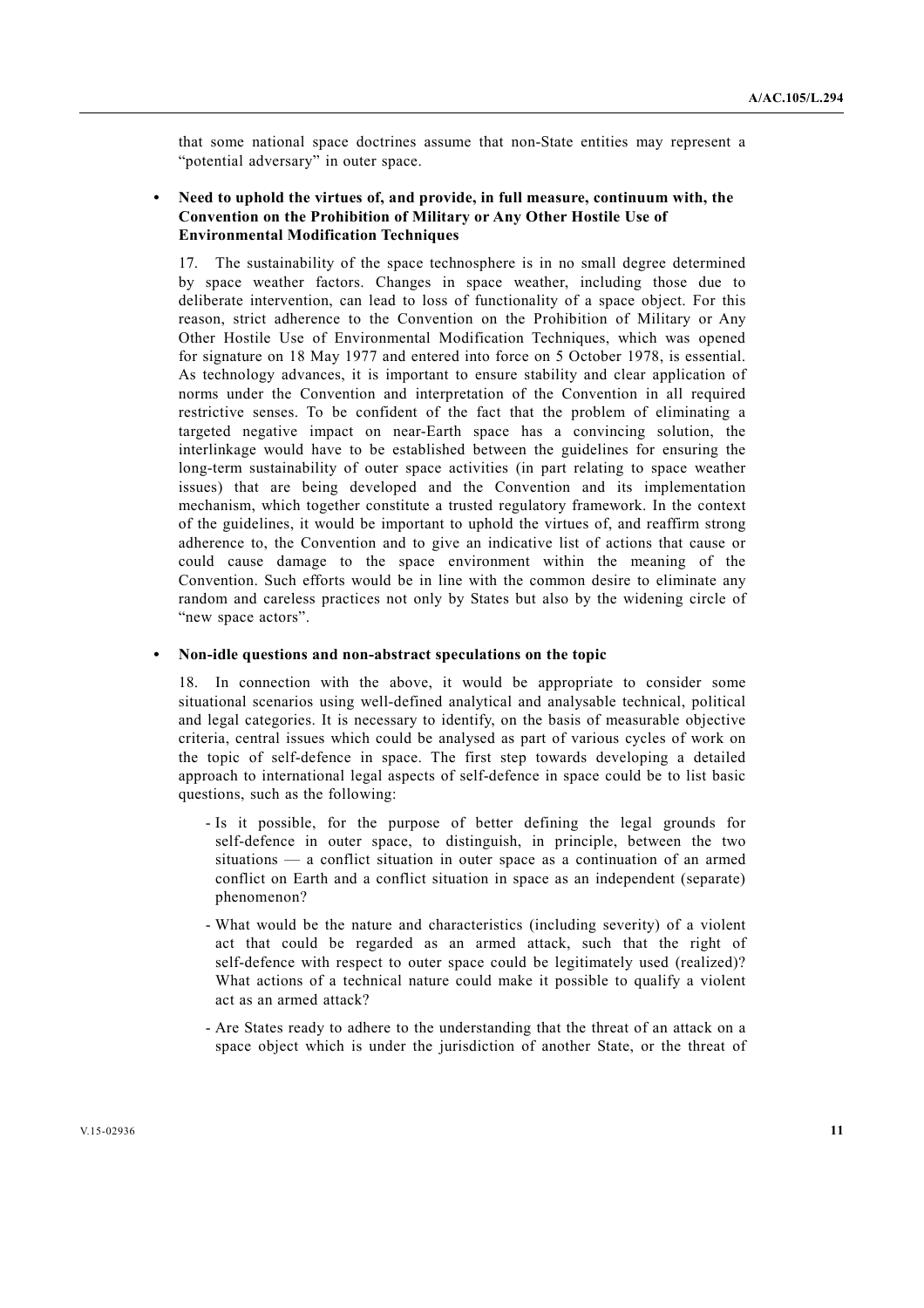that some national space doctrines assume that non-State entities may represent a "potential adversary" in outer space.

- **Need to uphold the virtues of, and provide, in full measure, continuum with, the Convention on the Prohibition of Military or Any Other Hostile Use of Environmental Modification Techniques**

17. The sustainability of the space technosphere is in no small degree determined by space weather factors. Changes in space weather, including those due to deliberate intervention, can lead to loss of functionality of a space object. For this reason, strict adherence to the Convention on the Prohibition of Military or Any Other Hostile Use of Environmental Modification Techniques, which was opened for signature on 18 May 1977 and entered into force on 5 October 1978, is essential. As technology advances, it is important to ensure stability and clear application of norms under the Convention and interpretation of the Convention in all required restrictive senses. To be confident of the fact that the problem of eliminating a targeted negative impact on near-Earth space has a convincing solution, the interlinkage would have to be established between the guidelines for ensuring the long-term sustainability of outer space activities (in part relating to space weather issues) that are being developed and the Convention and its implementation mechanism, which together constitute a trusted regulatory framework. In the context of the guidelines, it would be important to uphold the virtues of, and reaffirm strong adherence to, the Convention and to give an indicative list of actions that cause or could cause damage to the space environment within the meaning of the Convention. Such efforts would be in line with the common desire to eliminate any random and careless practices not only by States but also by the widening circle of "new space actors".

- **Non-idle questions and non-abstract speculations on the topic**

18. In connection with the above, it would be appropriate to consider some situational scenarios using well-defined analytical and analysable technical, political and legal categories. It is necessary to identify, on the basis of measurable objective criteria, central issues which could be analysed as part of various cycles of work on the topic of self-defence in space. The first step towards developing a detailed approach to international legal aspects of self-defence in space could be to list basic questions, such as the following:

- Is it possible, for the purpose of better defining the legal grounds for self-defence in outer space, to distinguish, in principle, between the two situations — a conflict situation in outer space as a continuation of an armed conflict on Earth and a conflict situation in space as an independent (separate) phenomenon?
- What would be the nature and characteristics (including severity) of a violent act that could be regarded as an armed attack, such that the right of self-defence with respect to outer space could be legitimately used (realized)? What actions of a technical nature could make it possible to qualify a violent act as an armed attack?
- Are States ready to adhere to the understanding that the threat of an attack on a space object which is under the jurisdiction of another State, or the threat of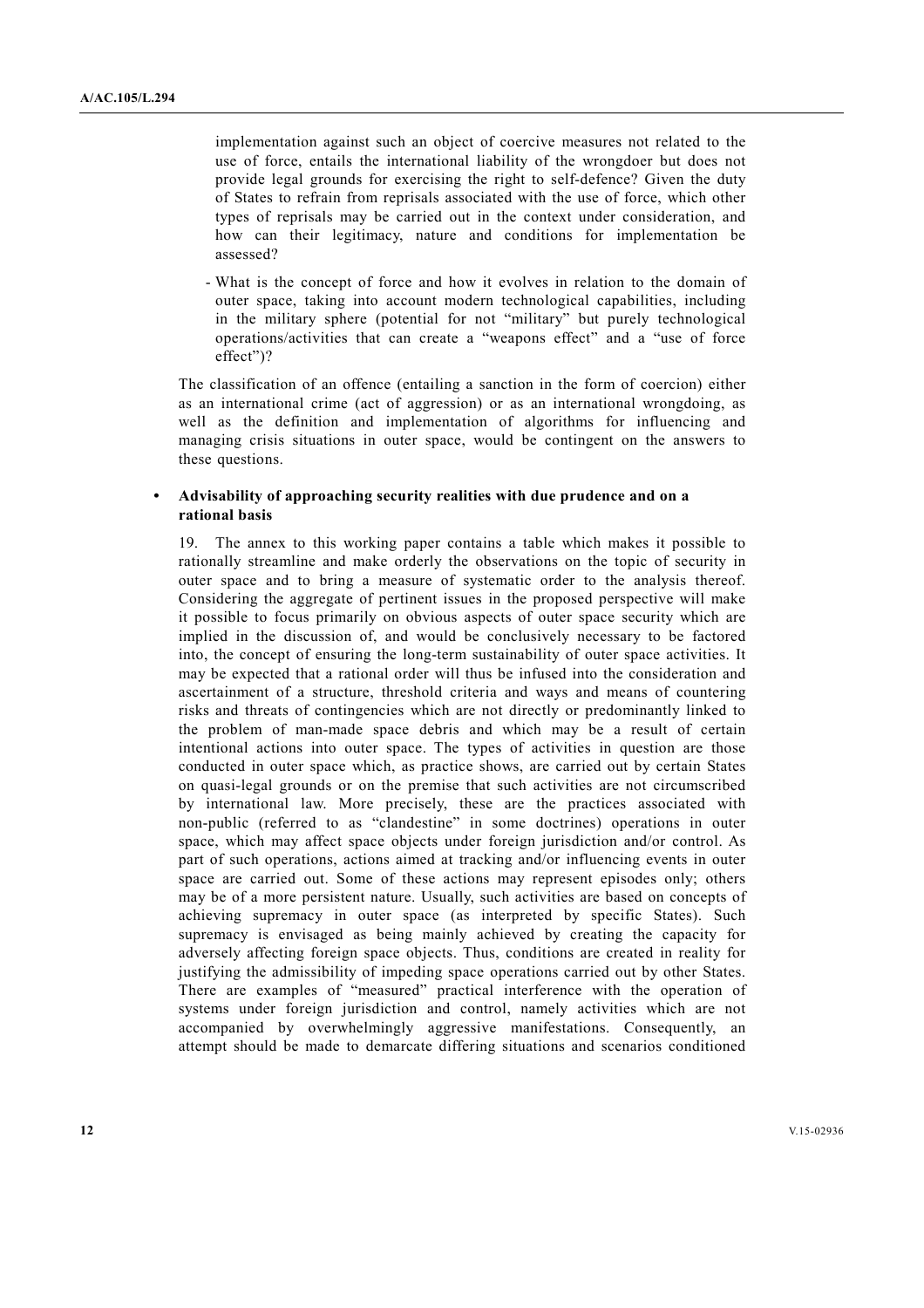implementation against such an object of coercive measures not related to the use of force, entails the international liability of the wrongdoer but does not provide legal grounds for exercising the right to self-defence? Given the duty of States to refrain from reprisals associated with the use of force, which other types of reprisals may be carried out in the context under consideration, and how can their legitimacy, nature and conditions for implementation be assessed?

- What is the concept of force and how it evolves in relation to the domain of outer space, taking into account modern technological capabilities, including in the military sphere (potential for not "military" but purely technological operations/activities that can create a "weapons effect" and a "use of force effect")?

The classification of an offence (entailing a sanction in the form of coercion) either as an international crime (act of aggression) or as an international wrongdoing, as well as the definition and implementation of algorithms for influencing and managing crisis situations in outer space, would be contingent on the answers to these questions.

- **Advisability of approaching security realities with due prudence and on a rational basis**

19. The annex to this working paper contains a table which makes it possible to rationally streamline and make orderly the observations on the topic of security in outer space and to bring a measure of systematic order to the analysis thereof. Considering the aggregate of pertinent issues in the proposed perspective will make it possible to focus primarily on obvious aspects of outer space security which are implied in the discussion of, and would be conclusively necessary to be factored into, the concept of ensuring the long-term sustainability of outer space activities. It may be expected that a rational order will thus be infused into the consideration and ascertainment of a structure, threshold criteria and ways and means of countering risks and threats of contingencies which are not directly or predominantly linked to the problem of man-made space debris and which may be a result of certain intentional actions into outer space. The types of activities in question are those conducted in outer space which, as practice shows, are carried out by certain States on quasi-legal grounds or on the premise that such activities are not circumscribed by international law. More precisely, these are the practices associated with non-public (referred to as "clandestine" in some doctrines) operations in outer space, which may affect space objects under foreign jurisdiction and/or control. As part of such operations, actions aimed at tracking and/or influencing events in outer space are carried out. Some of these actions may represent episodes only; others may be of a more persistent nature. Usually, such activities are based on concepts of achieving supremacy in outer space (as interpreted by specific States). Such supremacy is envisaged as being mainly achieved by creating the capacity for adversely affecting foreign space objects. Thus, conditions are created in reality for justifying the admissibility of impeding space operations carried out by other States. There are examples of "measured" practical interference with the operation of systems under foreign jurisdiction and control, namely activities which are not accompanied by overwhelmingly aggressive manifestations. Consequently, an attempt should be made to demarcate differing situations and scenarios conditioned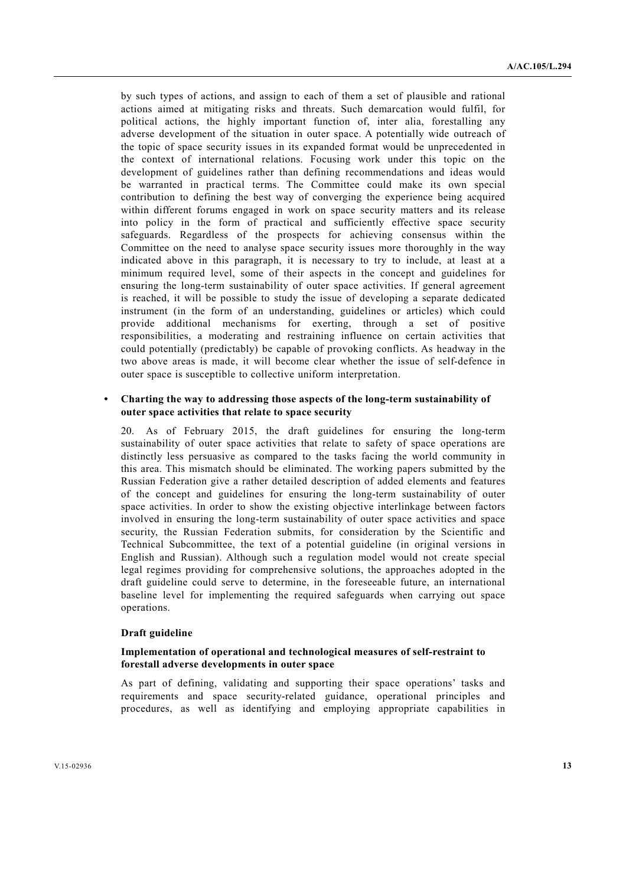by such types of actions, and assign to each of them a set of plausible and rational actions aimed at mitigating risks and threats. Such demarcation would fulfil, for political actions, the highly important function of, inter alia, forestalling any adverse development of the situation in outer space. A potentially wide outreach of the topic of space security issues in its expanded format would be unprecedented in the context of international relations. Focusing work under this topic on the development of guidelines rather than defining recommendations and ideas would be warranted in practical terms. The Committee could make its own special contribution to defining the best way of converging the experience being acquired within different forums engaged in work on space security matters and its release into policy in the form of practical and sufficiently effective space security safeguards. Regardless of the prospects for achieving consensus within the Committee on the need to analyse space security issues more thoroughly in the way indicated above in this paragraph, it is necessary to try to include, at least at a minimum required level, some of their aspects in the concept and guidelines for ensuring the long-term sustainability of outer space activities. If general agreement is reached, it will be possible to study the issue of developing a separate dedicated instrument (in the form of an understanding, guidelines or articles) which could provide additional mechanisms for exerting, through a set of positive responsibilities, a moderating and restraining influence on certain activities that could potentially (predictably) be capable of provoking conflicts. As headway in the two above areas is made, it will become clear whether the issue of self-defence in outer space is susceptible to collective uniform interpretation.

- **Charting the way to addressing those aspects of the long-term sustainability of outer space activities that relate to space security**

20. As of February 2015, the draft guidelines for ensuring the long-term sustainability of outer space activities that relate to safety of space operations are distinctly less persuasive as compared to the tasks facing the world community in this area. This mismatch should be eliminated. The working papers submitted by the Russian Federation give a rather detailed description of added elements and features of the concept and guidelines for ensuring the long-term sustainability of outer space activities. In order to show the existing objective interlinkage between factors involved in ensuring the long-term sustainability of outer space activities and space security, the Russian Federation submits, for consideration by the Scientific and Technical Subcommittee, the text of a potential guideline (in original versions in English and Russian). Although such a regulation model would not create special legal regimes providing for comprehensive solutions, the approaches adopted in the draft guideline could serve to determine, in the foreseeable future, an international baseline level for implementing the required safeguards when carrying out space operations.

**Draft guideline**

**Implementation of operational and technological measures of self-restraint to forestall adverse developments in outer space**

As part of defining, validating and supporting their space operations' tasks and requirements and space security-related guidance, operational principles and procedures, as well as identifying and employing appropriate capabilities in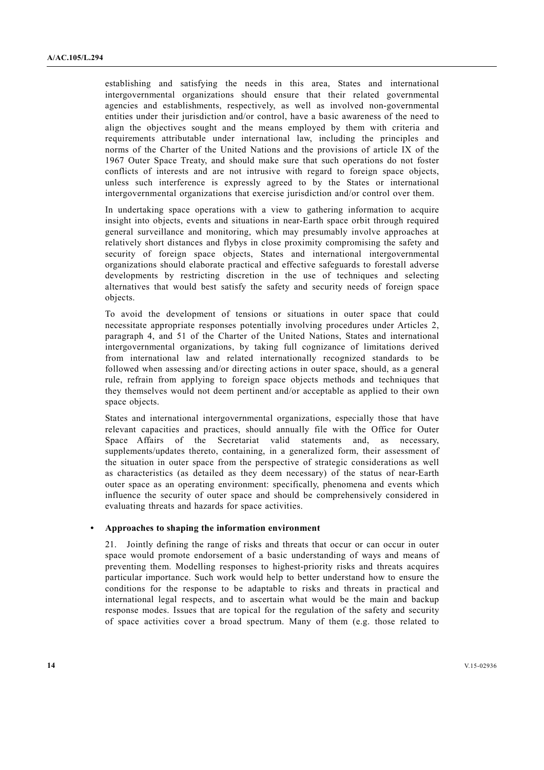establishing and satisfying the needs in this area, States and international intergovernmental organizations should ensure that their related governmental agencies and establishments, respectively, as well as involved non-governmental entities under their jurisdiction and/or control, have a basic awareness of the need to align the objectives sought and the means employed by them with criteria and requirements attributable under international law, including the principles and norms of the Charter of the United Nations and the provisions of article IX of the 1967 Outer Space Treaty, and should make sure that such operations do not foster conflicts of interests and are not intrusive with regard to foreign space objects, unless such interference is expressly agreed to by the States or international intergovernmental organizations that exercise jurisdiction and/or control over them.

In undertaking space operations with a view to gathering information to acquire insight into objects, events and situations in near-Earth space orbit through required general surveillance and monitoring, which may presumably involve approaches at relatively short distances and flybys in close proximity compromising the safety and security of foreign space objects, States and international intergovernmental organizations should elaborate practical and effective safeguards to forestall adverse developments by restricting discretion in the use of techniques and selecting alternatives that would best satisfy the safety and security needs of foreign space objects.

To avoid the development of tensions or situations in outer space that could necessitate appropriate responses potentially involving procedures under Articles 2, paragraph 4, and 51 of the Charter of the United Nations, States and international intergovernmental organizations, by taking full cognizance of limitations derived from international law and related internationally recognized standards to be followed when assessing and/or directing actions in outer space, should, as a general rule, refrain from applying to foreign space objects methods and techniques that they themselves would not deem pertinent and/or acceptable as applied to their own space objects.

States and international intergovernmental organizations, especially those that have relevant capacities and practices, should annually file with the Office for Outer Space Affairs of the Secretariat valid statements and, as necessary, supplements/updates thereto, containing, in a generalized form, their assessment of the situation in outer space from the perspective of strategic considerations as well as characteristics (as detailed as they deem necessary) of the status of near-Earth outer space as an operating environment: specifically, phenomena and events which influence the security of outer space and should be comprehensively considered in evaluating threats and hazards for space activities.

- **Approaches to shaping the information environment**

21. Jointly defining the range of risks and threats that occur or can occur in outer space would promote endorsement of a basic understanding of ways and means of preventing them. Modelling responses to highest-priority risks and threats acquires particular importance. Such work would help to better understand how to ensure the conditions for the response to be adaptable to risks and threats in practical and international legal respects, and to ascertain what would be the main and backup response modes. Issues that are topical for the regulation of the safety and security of space activities cover a broad spectrum. Many of them (e.g. those related to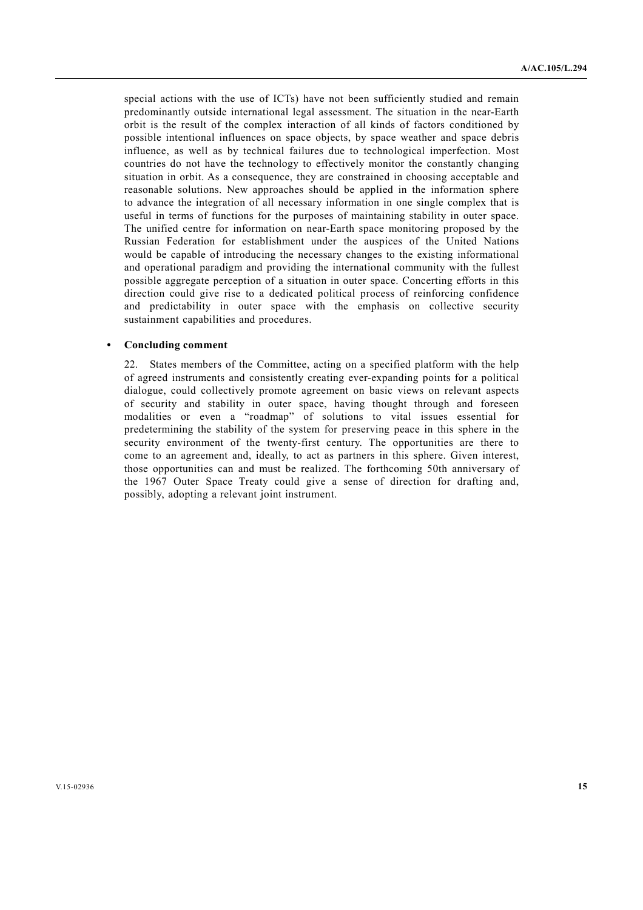special actions with the use of ICTs) have not been sufficiently studied and remain predominantly outside international legal assessment. The situation in the near-Earth orbit is the result of the complex interaction of all kinds of factors conditioned by possible intentional influences on space objects, by space weather and space debris influence, as well as by technical failures due to technological imperfection. Most countries do not have the technology to effectively monitor the constantly changing situation in orbit. As a consequence, they are constrained in choosing acceptable and reasonable solutions. New approaches should be applied in the information sphere to advance the integration of all necessary information in one single complex that is useful in terms of functions for the purposes of maintaining stability in outer space. The unified centre for information on near-Earth space monitoring proposed by the Russian Federation for establishment under the auspices of the United Nations would be capable of introducing the necessary changes to the existing informational and operational paradigm and providing the international community with the fullest possible aggregate perception of a situation in outer space. Concerting efforts in this direction could give rise to a dedicated political process of reinforcing confidence and predictability in outer space with the emphasis on collective security sustainment capabilities and procedures.

- **Concluding comment**

22. States members of the Committee, acting on a specified platform with the help of agreed instruments and consistently creating ever-expanding points for a political dialogue, could collectively promote agreement on basic views on relevant aspects of security and stability in outer space, having thought through and foreseen modalities or even a "roadmap" of solutions to vital issues essential for predetermining the stability of the system for preserving peace in this sphere in the security environment of the twenty-first century. The opportunities are there to come to an agreement and, ideally, to act as partners in this sphere. Given interest, those opportunities can and must be realized. The forthcoming 50th anniversary of the 1967 Outer Space Treaty could give a sense of direction for drafting and, possibly, adopting a relevant joint instrument.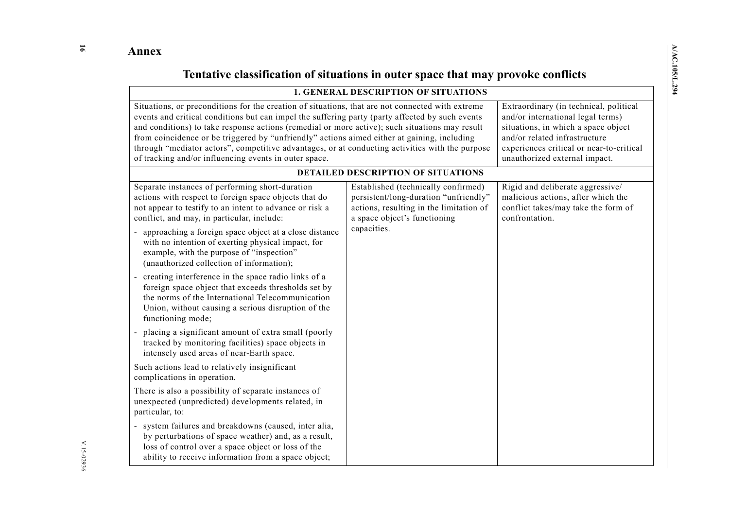# Annex

## Tentative classification of situations in outer space that may provoke conflicts

| 1. GENERAL DESCRIPTION OF SITUATIONS | | |
|---|---|---|
| Situations, or preconditions for the creation of situations, that are not connected with extreme events and critical conditions but can impel the suffering party (party affected by such events and conditions) to take response actions (remedial or more active); such situations may result from coincidence or be triggered by "unfriendly" actions aimed either at gaining, including through "mediator actors", competitive advantages, or at conducting activities with the purpose of tracking and/or influencing events in outer space. | | Extraordinary (in technical, political and/or international legal terms) situations, in which a space object and/or related infrastructure experiences critical or near-to-critical unauthorized external impact. |
| **DETAILED DESCRIPTION OF SITUATIONS** | | |
| Separate instances of performing short-duration actions with respect to foreign space objects that do not appear to testify to an intent to advance or risk a conflict, and may, in particular, include:<br>- approaching a foreign space object at a close distance with no intention of exerting physical impact, for example, with the purpose of "inspection" (unauthorized collection of information);<br>- creating interference in the space radio links of a foreign space object that exceeds thresholds set by the norms of the International Telecommunication Union, without causing a serious disruption of the functioning mode;<br>- placing a significant amount of extra small (poorly tracked by monitoring facilities) space objects in intensely used areas of near-Earth space.<br>Such actions lead to relatively insignificant complications in operation.<br>There is also a possibility of separate instances of unexpected (unpredicted) developments related, in particular, to:<br>- system failures and breakdowns (caused, inter alia, by perturbations of space weather) and, as a result, loss of control over a space object or loss of the ability to receive information from a space object; | Established (technically confirmed) persistent/long-duration "unfriendly" actions, resulting in the limitation of a space object's functioning capacities. | Rigid and deliberate aggressive/ malicious actions, after which the conflict takes/may take the form of confrontation. |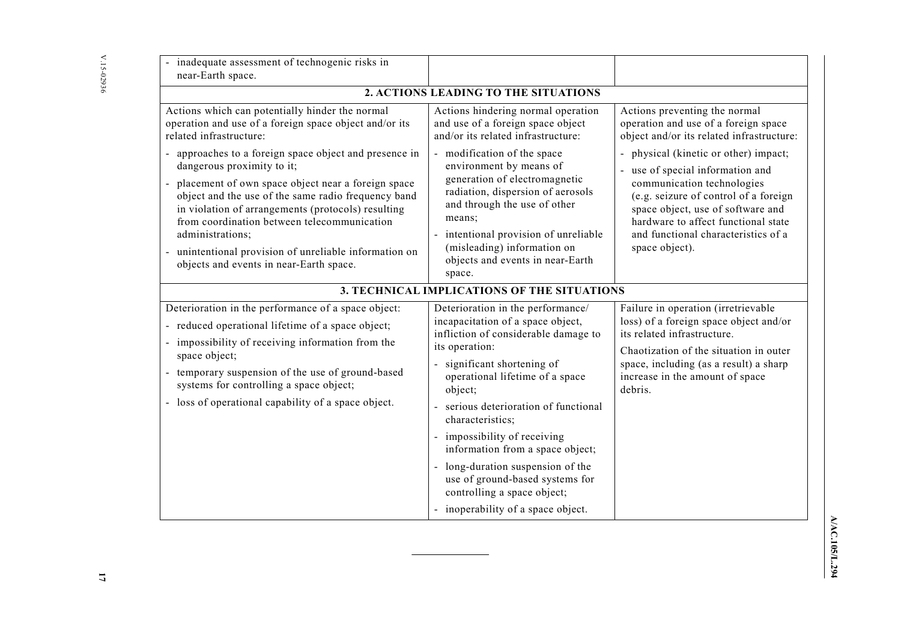| | | |
|---|---|---|
| - inadequate assessment of technogenic risks in near-Earth space. | | |
| **2. ACTIONS LEADING TO THE SITUATIONS** | | |
| Actions which can potentially hinder the normal operation and use of a foreign space object and/or its related infrastructure:<br>- approaches to a foreign space object and presence in dangerous proximity to it;<br>- placement of own space object near a foreign space object and the use of the same radio frequency band in violation of arrangements (protocols) resulting from coordination between telecommunication administrations;<br>- unintentional provision of unreliable information on objects and events in near-Earth space. | Actions hindering normal operation and use of a foreign space object and/or its related infrastructure:<br>- modification of the space environment by means of generation of electromagnetic radiation, dispersion of aerosols and through the use of other means;<br>- intentional provision of unreliable (misleading) information on objects and events in near-Earth space. | Actions preventing the normal operation and use of a foreign space object and/or its related infrastructure:<br>- physical (kinetic or other) impact;<br>- use of special information and communication technologies (e.g. seizure of control of a foreign space object, use of software and hardware to affect functional state and functional characteristics of a space object). |
| **3. TECHNICAL IMPLICATIONS OF THE SITUATIONS** | | |
| Deterioration in the performance of a space object:<br>- reduced operational lifetime of a space object;<br>- impossibility of receiving information from the space object;<br>- temporary suspension of the use of ground-based systems for controlling a space object;<br>- loss of operational capability of a space object. | Deterioration in the performance/incapacitation of a space object, infliction of considerable damage to its operation:<br>- significant shortening of operational lifetime of a space object;<br>- serious deterioration of functional characteristics;<br>- impossibility of receiving information from a space object;<br>- long-duration suspension of the use of ground-based systems for controlling a space object;<br>- inoperability of a space object. | Failure in operation (irretrievable loss) of a foreign space object and/or its related infrastructure.<br>Chaotization of the situation in outer space, including (as a result) a sharp increase in the amount of space debris. |